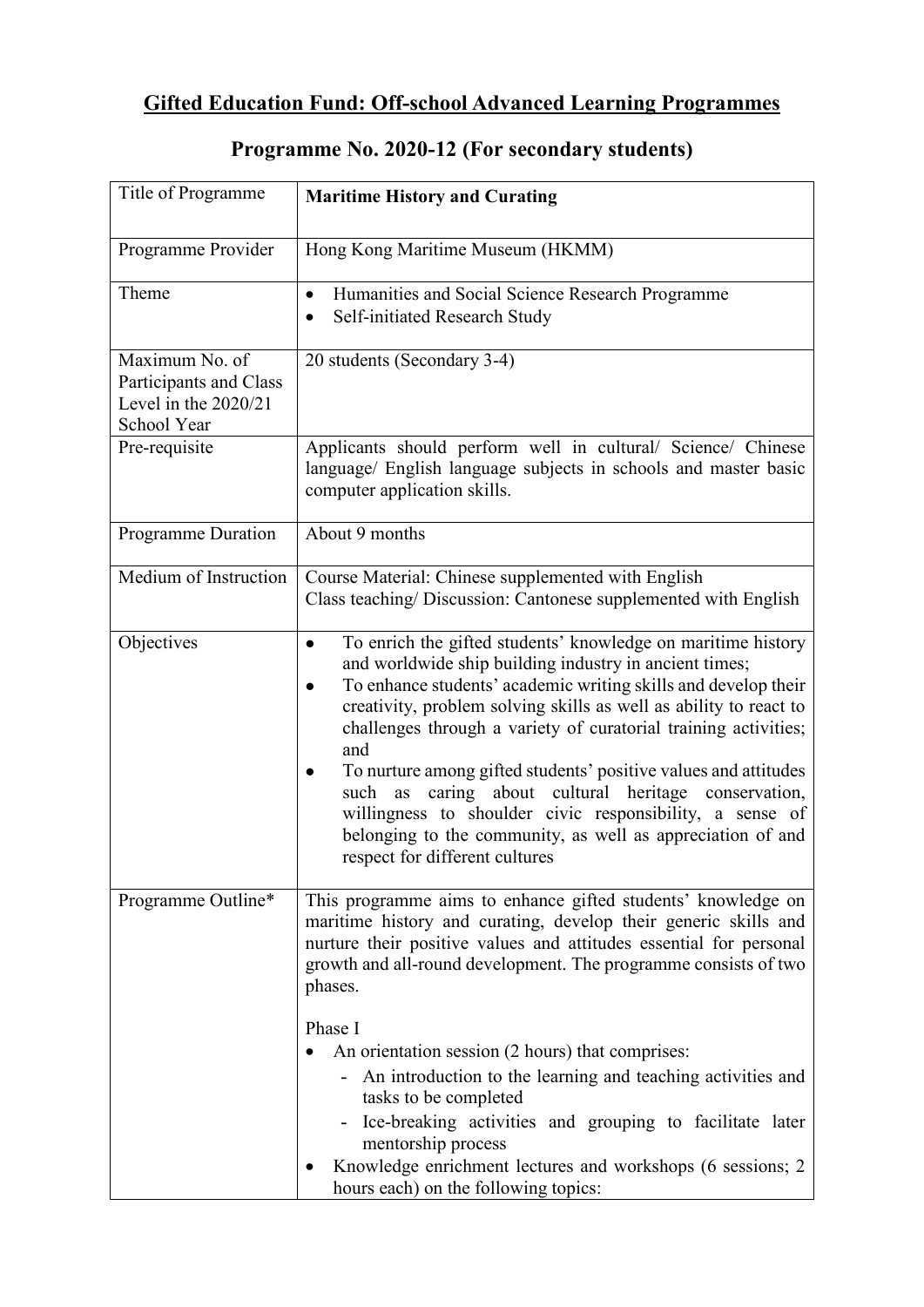# Gifted Education Fund: Off-school Advanced Learning Programmes

## Programme No. 2020-12 (For secondary students)

| Title of Programme | **Maritime History and Curating** |
|---|---|
| Programme Provider | Hong Kong Maritime Museum (HKMM) |
| Theme | • Humanities and Social Science Research Programme<br>• Self-initiated Research Study |
| Maximum No. of Participants and Class Level in the 2020/21 School Year | 20 students (Secondary 3-4) |
| Pre-requisite | Applicants should perform well in cultural/ Science/ Chinese language/ English language subjects in schools and master basic computer application skills. |
| Programme Duration | About 9 months |
| Medium of Instruction | Course Material: Chinese supplemented with English<br>Class teaching/ Discussion: Cantonese supplemented with English |
| Objectives | • To enrich the gifted students' knowledge on maritime history and worldwide ship building industry in ancient times;<br>• To enhance students' academic writing skills and develop their creativity, problem solving skills as well as ability to react to challenges through a variety of curatorial training activities; and<br>• To nurture among gifted students' positive values and attitudes such as caring about cultural heritage conservation, willingness to shoulder civic responsibility, a sense of belonging to the community, as well as appreciation of and respect for different cultures |
| Programme Outline* | This programme aims to enhance gifted students' knowledge on maritime history and curating, develop their generic skills and nurture their positive values and attitudes essential for personal growth and all-round development. The programme consists of two phases.<br><br>Phase I<br>• An orientation session (2 hours) that comprises:<br>&nbsp;&nbsp;- An introduction to the learning and teaching activities and tasks to be completed<br>&nbsp;&nbsp;- Ice-breaking activities and grouping to facilitate later mentorship process<br>• Knowledge enrichment lectures and workshops (6 sessions; 2 hours each) on the following topics: |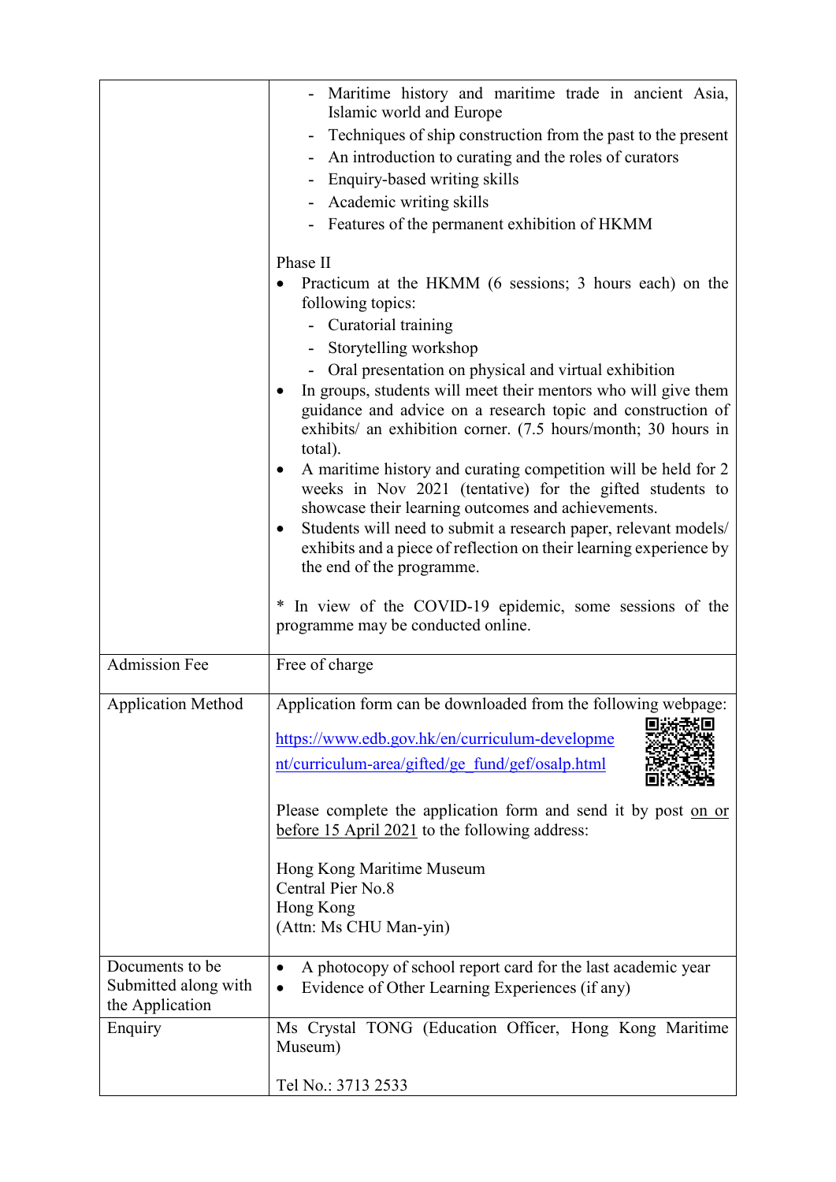| | |
|---|---|
| | - Maritime history and maritime trade in ancient Asia, Islamic world and Europe<br>- Techniques of ship construction from the past to the present<br>- An introduction to curating and the roles of curators<br>- Enquiry-based writing skills<br>- Academic writing skills<br>- Features of the permanent exhibition of HKMM<br><br>Phase II<br>• Practicum at the HKMM (6 sessions; 3 hours each) on the following topics:<br>  - Curatorial training<br>  - Storytelling workshop<br>  - Oral presentation on physical and virtual exhibition<br>• In groups, students will meet their mentors who will give them guidance and advice on a research topic and construction of exhibits/ an exhibition corner. (7.5 hours/month; 30 hours in total).<br>• A maritime history and curating competition will be held for 2 weeks in Nov 2021 (tentative) for the gifted students to showcase their learning outcomes and achievements.<br>• Students will need to submit a research paper, relevant models/ exhibits and a piece of reflection on their learning experience by the end of the programme.<br><br>* In view of the COVID-19 epidemic, some sessions of the programme may be conducted online. |
| Admission Fee | Free of charge |
| Application Method | Application form can be downloaded from the following webpage:<br>https://www.edb.gov.hk/en/curriculum-development/curriculum-area/gifted/ge_fund/gef/osalp.html<br><br>Please complete the application form and send it by post on or before 15 April 2021 to the following address:<br><br>Hong Kong Maritime Museum<br>Central Pier No.8<br>Hong Kong<br>(Attn: Ms CHU Man-yin) |
| Documents to be Submitted along with the Application | • A photocopy of school report card for the last academic year<br>• Evidence of Other Learning Experiences (if any) |
| Enquiry | Ms Crystal TONG (Education Officer, Hong Kong Maritime Museum)<br><br>Tel No.: 3713 2533 |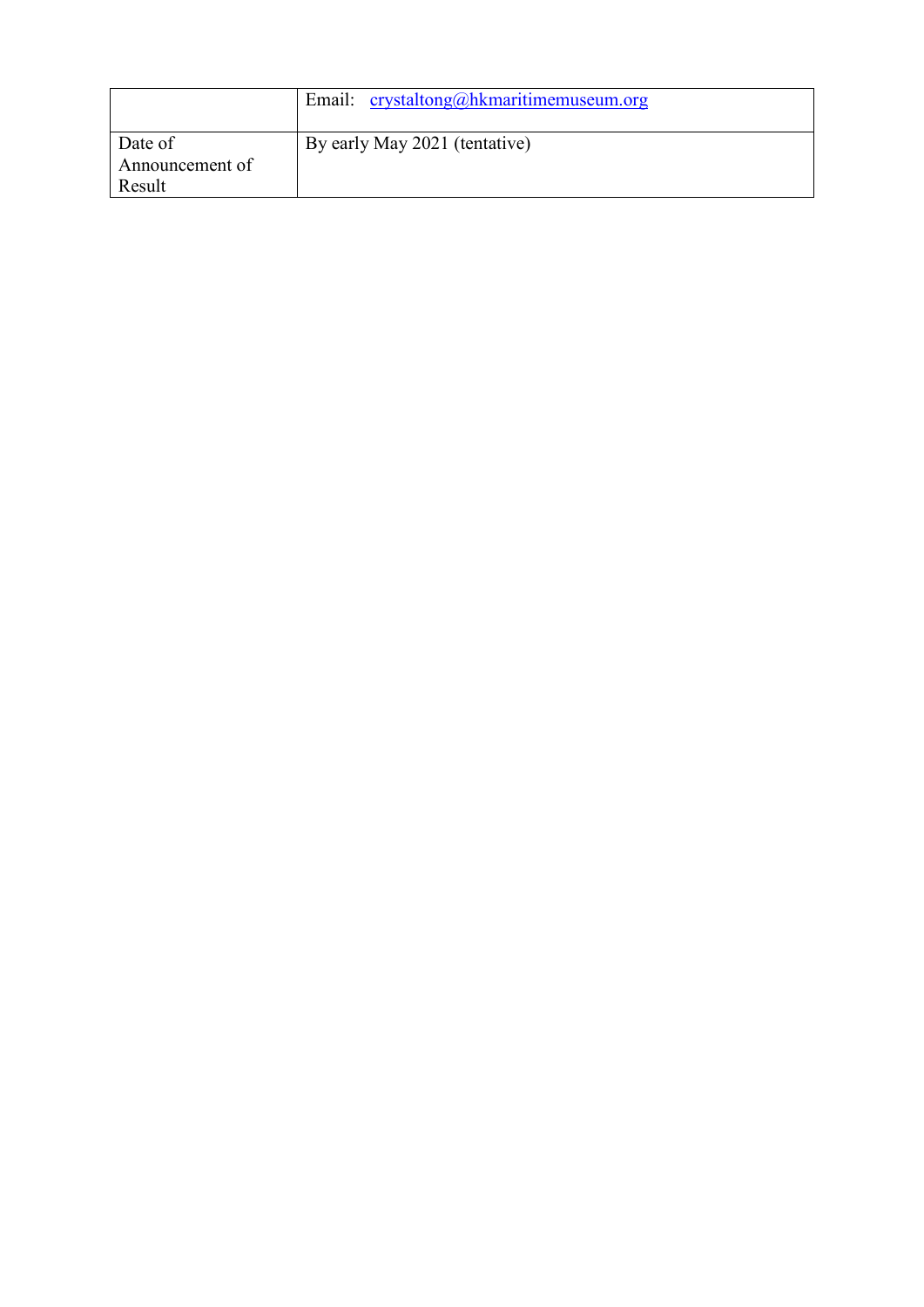| | |
|---|---|
| | Email: crystaltong@hkmaritimemuseum.org |
| Date of Announcement of Result | By early May 2021 (tentative) |